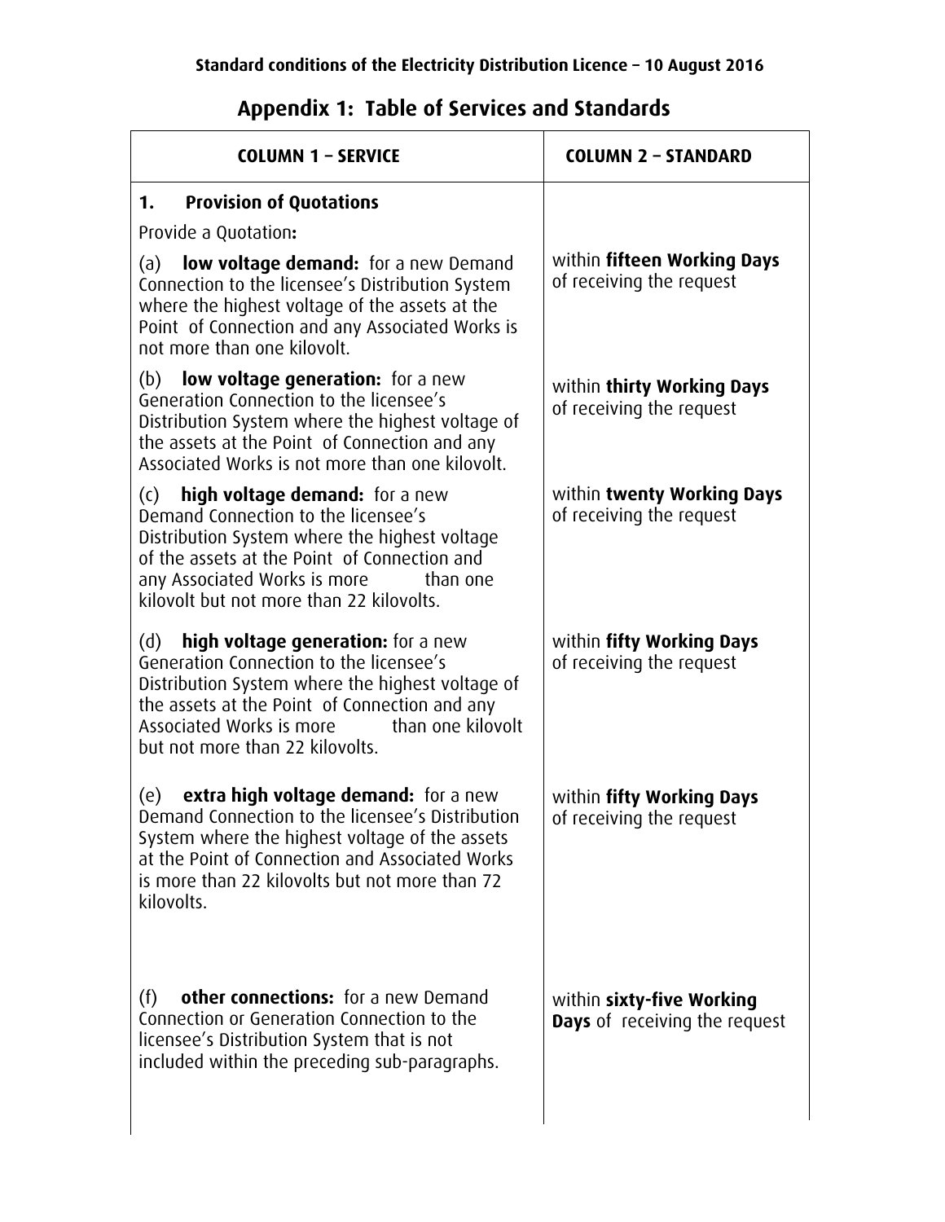## Appendix 1: Table of Services and Standards

| COLUMN 1 – SERVICE | COLUMN 2 – STANDARD |
|---|---|
| **1. Provision of Quotations**<br>Provide a Quotation**:** | |
| (a) **low voltage demand:** for a new Demand Connection to the licensee's Distribution System where the highest voltage of the assets at the Point of Connection and any Associated Works is not more than one kilovolt. | within **fifteen Working Days** of receiving the request |
| (b) **low voltage generation:** for a new Generation Connection to the licensee's Distribution System where the highest voltage of the assets at the Point of Connection and any Associated Works is not more than one kilovolt. | within **thirty Working Days** of receiving the request |
| (c) **high voltage demand:** for a new Demand Connection to the licensee's Distribution System where the highest voltage of the assets at the Point of Connection and any Associated Works is more than one kilovolt but not more than 22 kilovolts. | within **twenty Working Days** of receiving the request |
| (d) **high voltage generation:** for a new Generation Connection to the licensee's Distribution System where the highest voltage of the assets at the Point of Connection and any Associated Works is more than one kilovolt but not more than 22 kilovolts. | within **fifty Working Days** of receiving the request |
| (e) **extra high voltage demand:** for a new Demand Connection to the licensee's Distribution System where the highest voltage of the assets at the Point of Connection and Associated Works is more than 22 kilovolts but not more than 72 kilovolts. | within **fifty Working Days** of receiving the request |
| (f) **other connections:** for a new Demand Connection or Generation Connection to the licensee's Distribution System that is not included within the preceding sub-paragraphs. | within **sixty-five Working Days** of receiving the request |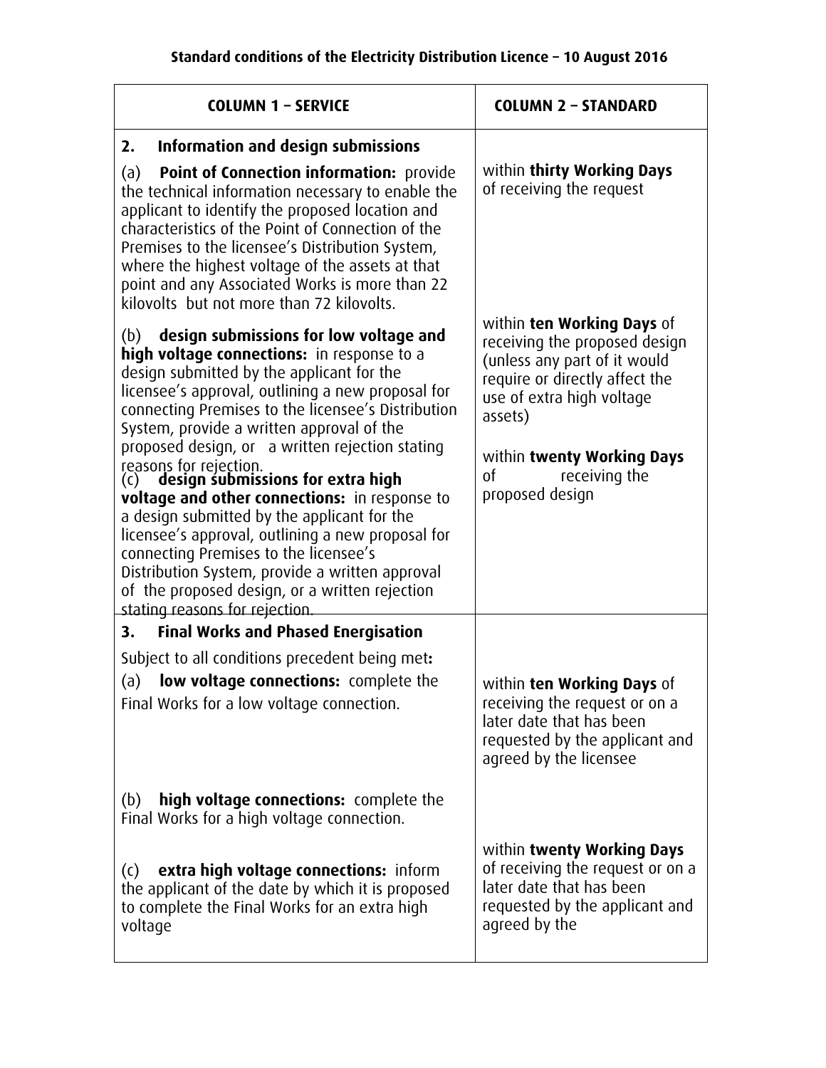| COLUMN 1 – SERVICE | COLUMN 2 – STANDARD |
|---|---|
| **2. Information and design submissions** | |
| (a) **Point of Connection information:** provide the technical information necessary to enable the applicant to identify the proposed location and characteristics of the Point of Connection of the Premises to the licensee's Distribution System, where the highest voltage of the assets at that point and any Associated Works is more than 22 kilovolts but not more than 72 kilovolts. | within **thirty Working Days** of receiving the request |
| (b) **design submissions for low voltage and high voltage connections:** in response to a design submitted by the applicant for the licensee's approval, outlining a new proposal for connecting Premises to the licensee's Distribution System, provide a written approval of the proposed design, or a written rejection stating reasons for rejection. | within **ten Working Days** of receiving the proposed design (unless any part of it would require or directly affect the use of extra high voltage assets) |
| (c) **design submissions for extra high voltage and other connections:** in response to a design submitted by the applicant for the licensee's approval, outlining a new proposal for connecting Premises to the licensee's Distribution System, provide a written approval of the proposed design, or a written rejection stating reasons for rejection. | within **twenty Working Days** of receiving the proposed design |
| **3. Final Works and Phased Energisation** | |
| Subject to all conditions precedent being met**:** | |
| (a) **low voltage connections:** complete the Final Works for a low voltage connection. | within **ten Working Days** of receiving the request or on a later date that has been requested by the applicant and agreed by the licensee |
| (b) **high voltage connections:** complete the Final Works for a high voltage connection. | within **twenty Working Days** of receiving the request or on a later date that has been requested by the applicant and agreed by the |
| (c) **extra high voltage connections:** inform the applicant of the date by which it is proposed to complete the Final Works for an extra high voltage | |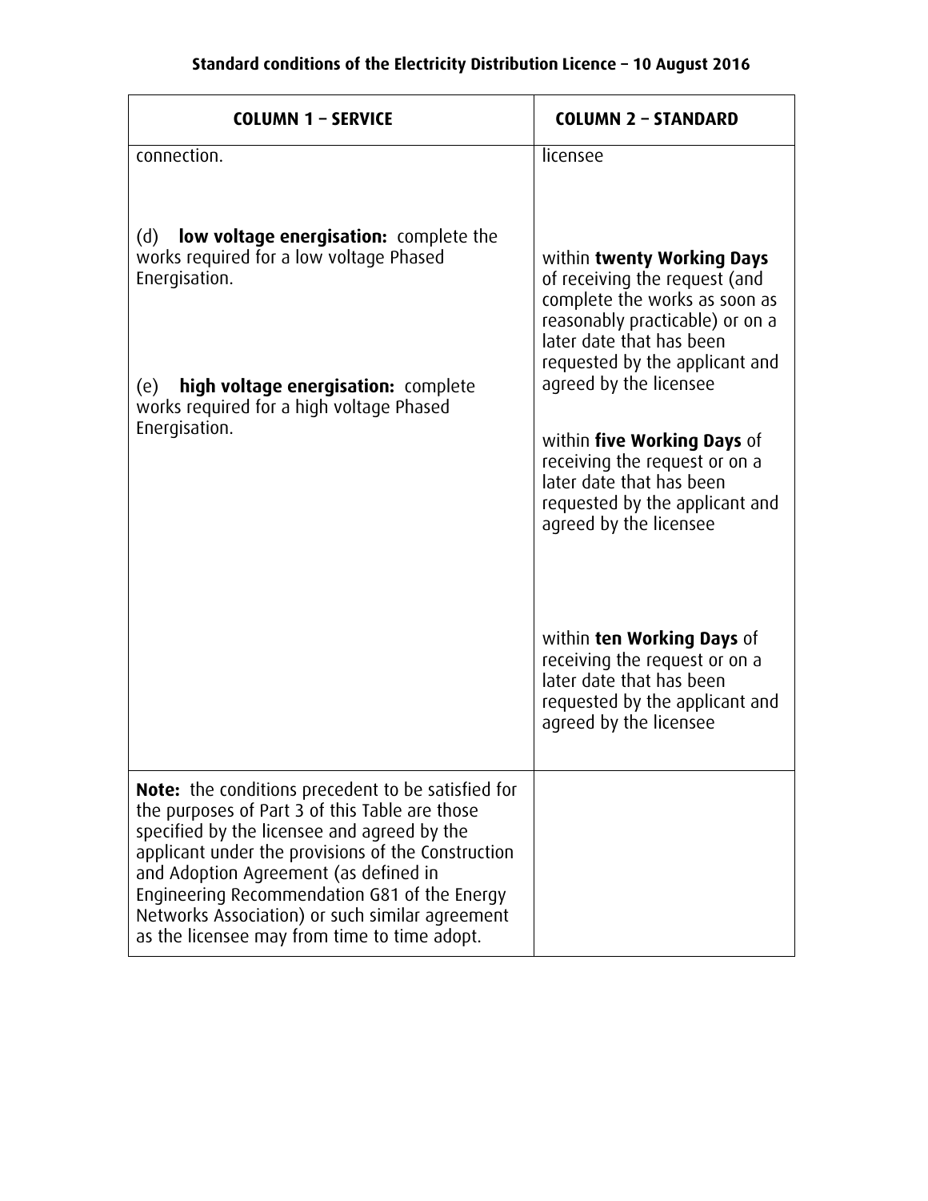| COLUMN 1 – SERVICE | COLUMN 2 – STANDARD |
|---|---|
| connection. | licensee |
| (d) **low voltage energisation:** complete the works required for a low voltage Phased Energisation. | within **twenty Working Days** of receiving the request (and complete the works as soon as reasonably practicable) or on a later date that has been requested by the applicant and agreed by the licensee |
| (e) **high voltage energisation:** complete works required for a high voltage Phased Energisation. | within **five Working Days** of receiving the request or on a later date that has been requested by the applicant and agreed by the licensee |
| | within **ten Working Days** of receiving the request or on a later date that has been requested by the applicant and agreed by the licensee |
| **Note:** the conditions precedent to be satisfied for the purposes of Part 3 of this Table are those specified by the licensee and agreed by the applicant under the provisions of the Construction and Adoption Agreement (as defined in Engineering Recommendation G81 of the Energy Networks Association) or such similar agreement as the licensee may from time to time adopt. | |